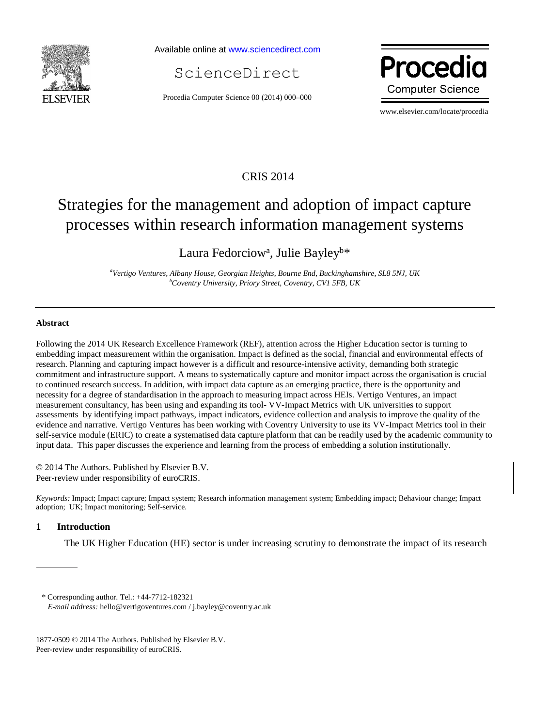CRIS 2014

# Strategies for the management and adoption of impact capture processes within research information management systems

Laura Fedorciow[a], Julie Bayley[b]*

[a]*Vertigo Ventures, Albany House, Georgian Heights, Bourne End, Buckinghamshire, SL8 5NJ, UK*
[b]*Coventry University, Priory Street, Coventry, CV1 5FB, UK*

## Abstract

Following the 2014 UK Research Excellence Framework (REF), attention across the Higher Education sector is turning to embedding impact measurement within the organisation. Impact is defined as the social, financial and environmental effects of research. Planning and capturing impact however is a difficult and resource-intensive activity, demanding both strategic commitment and infrastructure support. A means to systematically capture and monitor impact across the organisation is crucial to continued research success. In addition, with impact data capture as an emerging practice, there is the opportunity and necessity for a degree of standardisation in the approach to measuring impact across HEIs. Vertigo Ventures, an impact measurement consultancy, has been using and expanding its tool- VV-Impact Metrics with UK universities to support assessments by identifying impact pathways, impact indicators, evidence collection and analysis to improve the quality of the evidence and narrative. Vertigo Ventures has been working with Coventry University to use its VV-Impact Metrics tool in their self-service module (ERIC) to create a systematised data capture platform that can be readily used by the academic community to input data. This paper discusses the experience and learning from the process of embedding a solution institutionally.

© 2014 The Authors. Published by Elsevier B.V.
Peer-review under responsibility of euroCRIS.

*Keywords:* Impact; Impact capture; Impact system; Research information management system; Embedding impact; Behaviour change; Impact adoption; UK; Impact monitoring; Self-service.

## 1 Introduction

The UK Higher Education (HE) sector is under increasing scrutiny to demonstrate the impact of its research

\* Corresponding author. Tel.: +44-7712-182321
*E-mail address:* hello@vertigoventures.com / j.bayley@coventry.ac.uk

1877-0509 © 2014 The Authors. Published by Elsevier B.V.
Peer-review under responsibility of euroCRIS.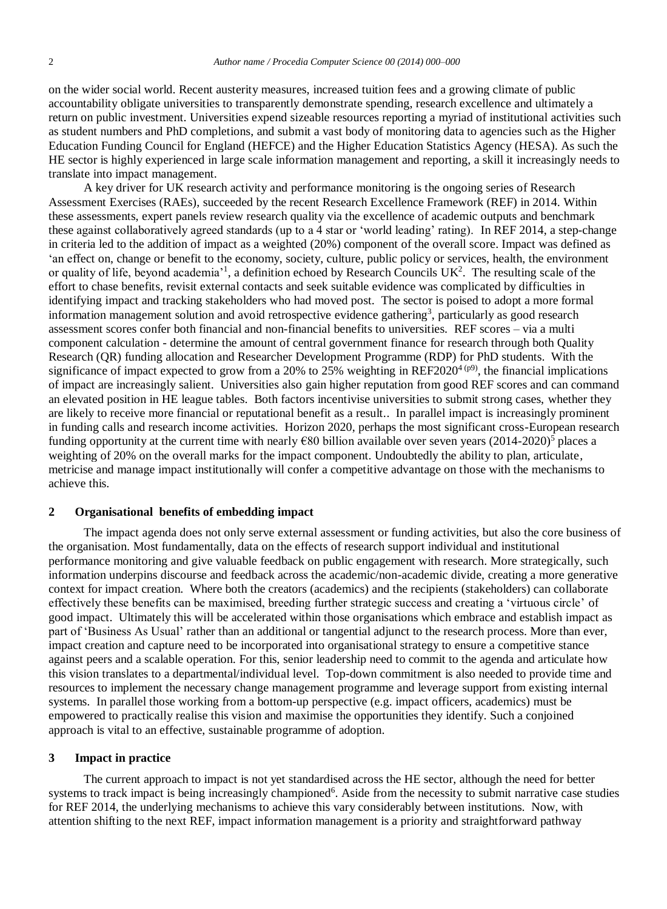on the wider social world. Recent austerity measures, increased tuition fees and a growing climate of public accountability obligate universities to transparently demonstrate spending, research excellence and ultimately a return on public investment. Universities expend sizeable resources reporting a myriad of institutional activities such as student numbers and PhD completions, and submit a vast body of monitoring data to agencies such as the Higher Education Funding Council for England (HEFCE) and the Higher Education Statistics Agency (HESA). As such the HE sector is highly experienced in large scale information management and reporting, a skill it increasingly needs to translate into impact management.

A key driver for UK research activity and performance monitoring is the ongoing series of Research Assessment Exercises (RAEs), succeeded by the recent Research Excellence Framework (REF) in 2014. Within these assessments, expert panels review research quality via the excellence of academic outputs and benchmark these against collaboratively agreed standards (up to a 4 star or 'world leading' rating). In REF 2014, a step-change in criteria led to the addition of impact as a weighted (20%) component of the overall score. Impact was defined as 'an effect on, change or benefit to the economy, society, culture, public policy or services, health, the environment or quality of life, beyond academia'[1], a definition echoed by Research Councils UK[2]. The resulting scale of the effort to chase benefits, revisit external contacts and seek suitable evidence was complicated by difficulties in identifying impact and tracking stakeholders who had moved post. The sector is poised to adopt a more formal information management solution and avoid retrospective evidence gathering[3], particularly as good research assessment scores confer both financial and non-financial benefits to universities. REF scores – via a multi component calculation - determine the amount of central government finance for research through both Quality Research (QR) funding allocation and Researcher Development Programme (RDP) for PhD students. With the significance of impact expected to grow from a 20% to 25% weighting in REF2020[4 (p9)], the financial implications of impact are increasingly salient. Universities also gain higher reputation from good REF scores and can command an elevated position in HE league tables. Both factors incentivise universities to submit strong cases, whether they are likely to receive more financial or reputational benefit as a result.. In parallel impact is increasingly prominent in funding calls and research income activities. Horizon 2020, perhaps the most significant cross-European research funding opportunity at the current time with nearly €80 billion available over seven years (2014-2020)[5] places a weighting of 20% on the overall marks for the impact component. Undoubtedly the ability to plan, articulate, metricise and manage impact institutionally will confer a competitive advantage on those with the mechanisms to achieve this.

## 2 Organisational benefits of embedding impact

The impact agenda does not only serve external assessment or funding activities, but also the core business of the organisation. Most fundamentally, data on the effects of research support individual and institutional performance monitoring and give valuable feedback on public engagement with research. More strategically, such information underpins discourse and feedback across the academic/non-academic divide, creating a more generative context for impact creation. Where both the creators (academics) and the recipients (stakeholders) can collaborate effectively these benefits can be maximised, breeding further strategic success and creating a 'virtuous circle' of good impact. Ultimately this will be accelerated within those organisations which embrace and establish impact as part of 'Business As Usual' rather than an additional or tangential adjunct to the research process. More than ever, impact creation and capture need to be incorporated into organisational strategy to ensure a competitive stance against peers and a scalable operation. For this, senior leadership need to commit to the agenda and articulate how this vision translates to a departmental/individual level. Top-down commitment is also needed to provide time and resources to implement the necessary change management programme and leverage support from existing internal systems. In parallel those working from a bottom-up perspective (e.g. impact officers, academics) must be empowered to practically realise this vision and maximise the opportunities they identify. Such a conjoined approach is vital to an effective, sustainable programme of adoption.

## 3 Impact in practice

The current approach to impact is not yet standardised across the HE sector, although the need for better systems to track impact is being increasingly championed[6]. Aside from the necessity to submit narrative case studies for REF 2014, the underlying mechanisms to achieve this vary considerably between institutions. Now, with attention shifting to the next REF, impact information management is a priority and straightforward pathway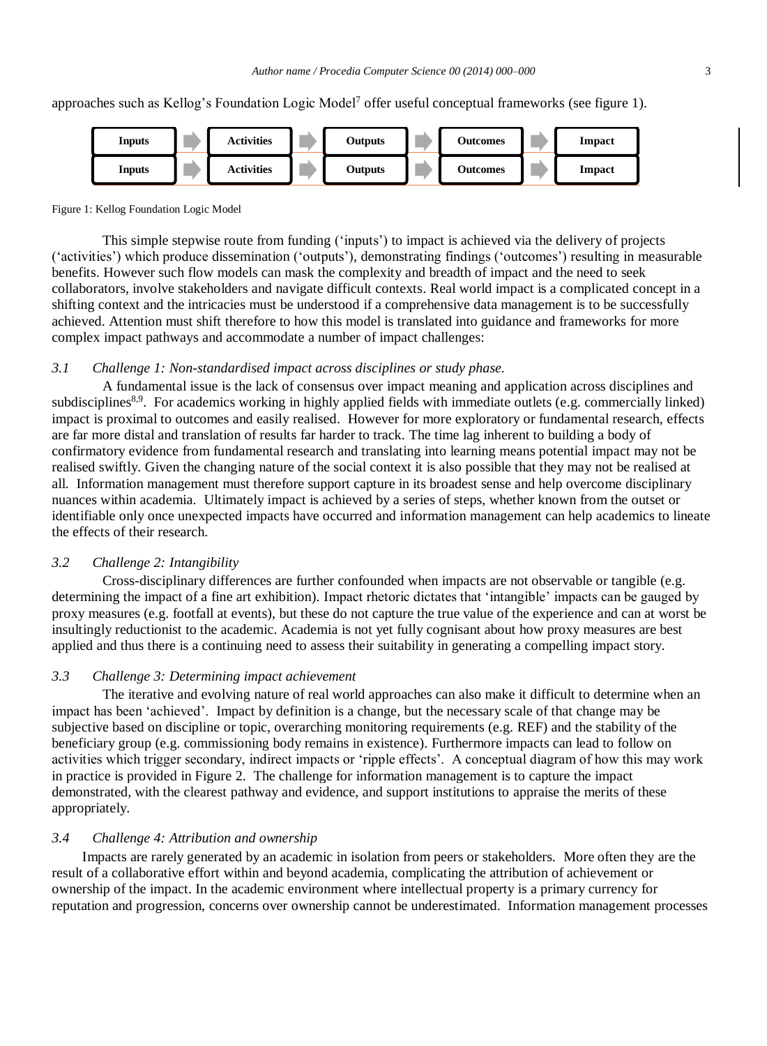approaches such as Kellog's Foundation Logic Model[7] offer useful conceptual frameworks (see figure 1).

| Inputs | → | Activities | → | Outputs | → | Outcomes | → | Impact |
|---|---|---|---|---|---|---|---|---|
| Inputs | → | Activities | → | Outputs | → | Outcomes | → | Impact |

Figure 1: Kellog Foundation Logic Model

This simple stepwise route from funding ('inputs') to impact is achieved via the delivery of projects ('activities') which produce dissemination ('outputs'), demonstrating findings ('outcomes') resulting in measurable benefits. However such flow models can mask the complexity and breadth of impact and the need to seek collaborators, involve stakeholders and navigate difficult contexts. Real world impact is a complicated concept in a shifting context and the intricacies must be understood if a comprehensive data management is to be successfully achieved. Attention must shift therefore to how this model is translated into guidance and frameworks for more complex impact pathways and accommodate a number of impact challenges:

### *3.1 Challenge 1: Non-standardised impact across disciplines or study phase.*

A fundamental issue is the lack of consensus over impact meaning and application across disciplines and subdisciplines[8,9]. For academics working in highly applied fields with immediate outlets (e.g. commercially linked) impact is proximal to outcomes and easily realised. However for more exploratory or fundamental research, effects are far more distal and translation of results far harder to track. The time lag inherent to building a body of confirmatory evidence from fundamental research and translating into learning means potential impact may not be realised swiftly. Given the changing nature of the social context it is also possible that they may not be realised at all. Information management must therefore support capture in its broadest sense and help overcome disciplinary nuances within academia. Ultimately impact is achieved by a series of steps, whether known from the outset or identifiable only once unexpected impacts have occurred and information management can help academics to lineate the effects of their research.

### *3.2 Challenge 2: Intangibility*

Cross-disciplinary differences are further confounded when impacts are not observable or tangible (e.g. determining the impact of a fine art exhibition). Impact rhetoric dictates that 'intangible' impacts can be gauged by proxy measures (e.g. footfall at events), but these do not capture the true value of the experience and can at worst be insultingly reductionist to the academic. Academia is not yet fully cognisant about how proxy measures are best applied and thus there is a continuing need to assess their suitability in generating a compelling impact story.

### *3.3 Challenge 3: Determining impact achievement*

The iterative and evolving nature of real world approaches can also make it difficult to determine when an impact has been 'achieved'. Impact by definition is a change, but the necessary scale of that change may be subjective based on discipline or topic, overarching monitoring requirements (e.g. REF) and the stability of the beneficiary group (e.g. commissioning body remains in existence). Furthermore impacts can lead to follow on activities which trigger secondary, indirect impacts or 'ripple effects'. A conceptual diagram of how this may work in practice is provided in Figure 2. The challenge for information management is to capture the impact demonstrated, with the clearest pathway and evidence, and support institutions to appraise the merits of these appropriately.

### *3.4 Challenge 4: Attribution and ownership*

Impacts are rarely generated by an academic in isolation from peers or stakeholders. More often they are the result of a collaborative effort within and beyond academia, complicating the attribution of achievement or ownership of the impact. In the academic environment where intellectual property is a primary currency for reputation and progression, concerns over ownership cannot be underestimated. Information management processes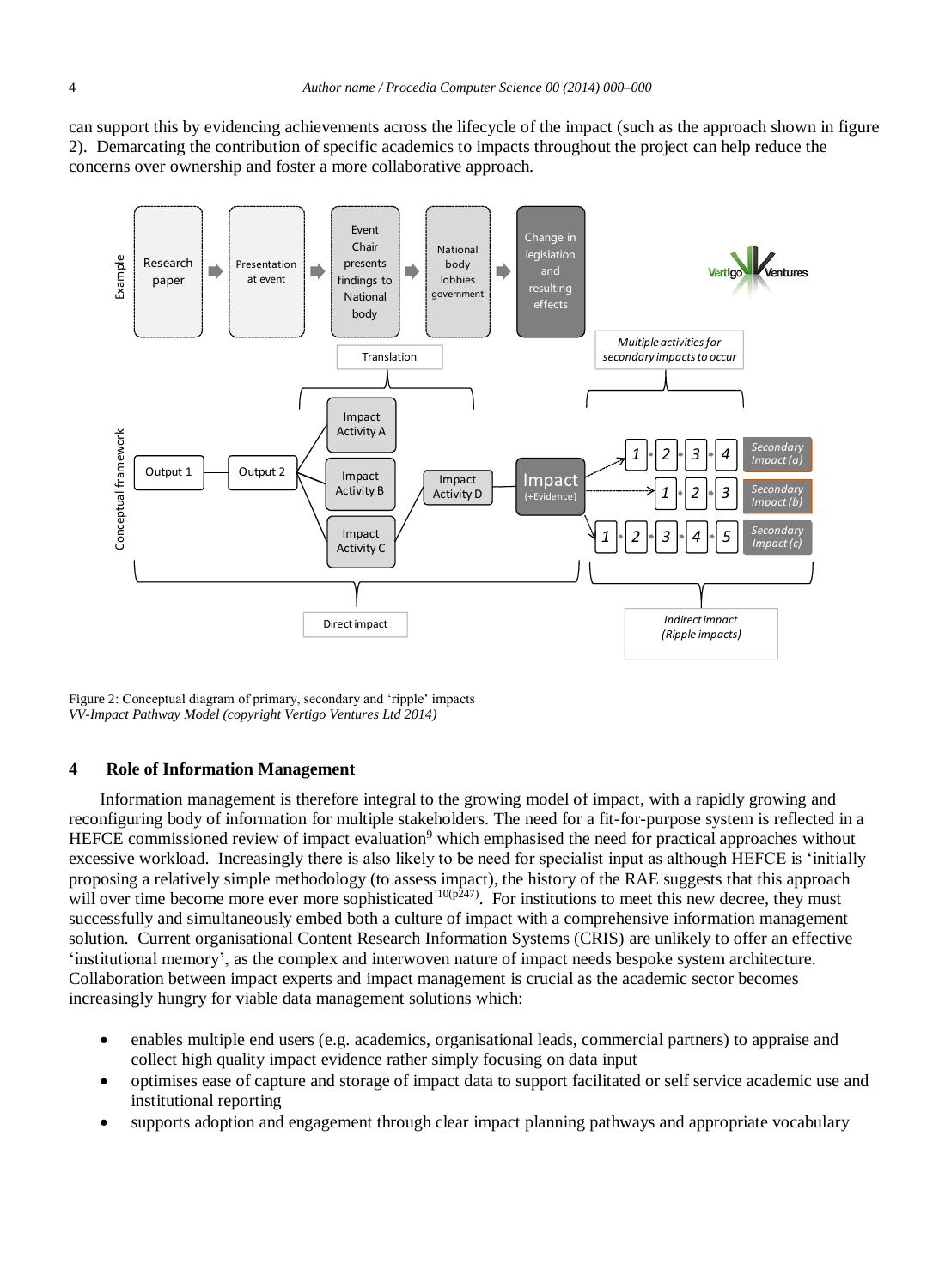can support this by evidencing achievements across the lifecycle of the impact (such as the approach shown in figure 2). Demarcating the contribution of specific academics to impacts throughout the project can help reduce the concerns over ownership and foster a more collaborative approach.

Figure 2: Conceptual diagram of primary, secondary and 'ripple' impacts
*VV-Impact Pathway Model (copyright Vertigo Ventures Ltd 2014)*

## 4 Role of Information Management

Information management is therefore integral to the growing model of impact, with a rapidly growing and reconfiguring body of information for multiple stakeholders. The need for a fit-for-purpose system is reflected in a HEFCE commissioned review of impact evaluation[9] which emphasised the need for practical approaches without excessive workload. Increasingly there is also likely to be need for specialist input as although HEFCE is 'initially proposing a relatively simple methodology (to assess impact), the history of the RAE suggests that this approach will over time become more ever more sophisticated'[10(p247)]. For institutions to meet this new decree, they must successfully and simultaneously embed both a culture of impact with a comprehensive information management solution. Current organisational Content Research Information Systems (CRIS) are unlikely to offer an effective 'institutional memory', as the complex and interwoven nature of impact needs bespoke system architecture. Collaboration between impact experts and impact management is crucial as the academic sector becomes increasingly hungry for viable data management solutions which:

- enables multiple end users (e.g. academics, organisational leads, commercial partners) to appraise and collect high quality impact evidence rather simply focusing on data input
- optimises ease of capture and storage of impact data to support facilitated or self service academic use and institutional reporting
- supports adoption and engagement through clear impact planning pathways and appropriate vocabulary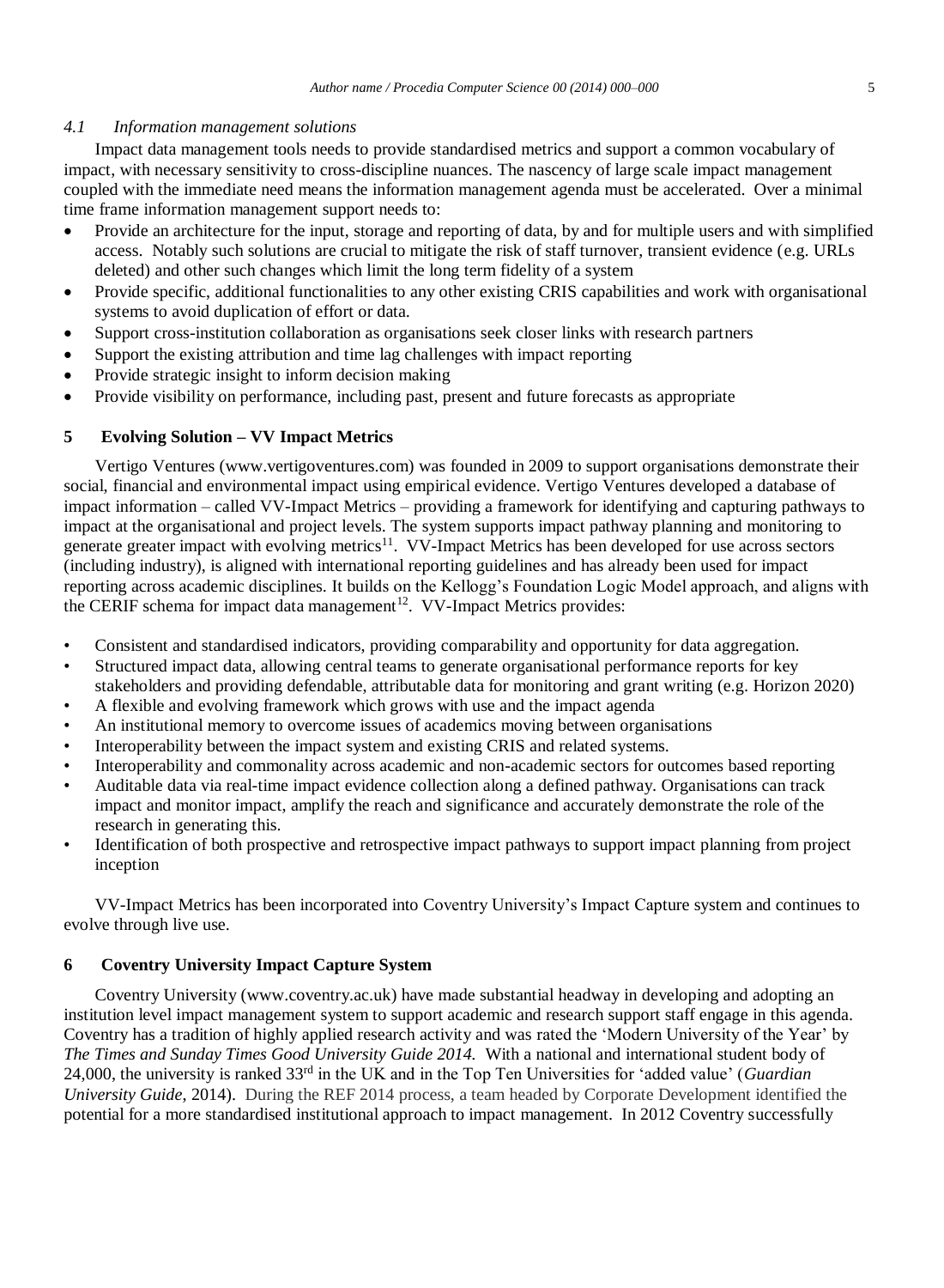### *4.1 Information management solutions*

Impact data management tools needs to provide standardised metrics and support a common vocabulary of impact, with necessary sensitivity to cross-discipline nuances. The nascency of large scale impact management coupled with the immediate need means the information management agenda must be accelerated. Over a minimal time frame information management support needs to:

- Provide an architecture for the input, storage and reporting of data, by and for multiple users and with simplified access. Notably such solutions are crucial to mitigate the risk of staff turnover, transient evidence (e.g. URLs deleted) and other such changes which limit the long term fidelity of a system
- Provide specific, additional functionalities to any other existing CRIS capabilities and work with organisational systems to avoid duplication of effort or data.
- Support cross-institution collaboration as organisations seek closer links with research partners
- Support the existing attribution and time lag challenges with impact reporting
- Provide strategic insight to inform decision making
- Provide visibility on performance, including past, present and future forecasts as appropriate

## 5 Evolving Solution – VV Impact Metrics

Vertigo Ventures (www.vertigoventures.com) was founded in 2009 to support organisations demonstrate their social, financial and environmental impact using empirical evidence. Vertigo Ventures developed a database of impact information – called VV-Impact Metrics – providing a framework for identifying and capturing pathways to impact at the organisational and project levels. The system supports impact pathway planning and monitoring to generate greater impact with evolving metrics[11]. VV-Impact Metrics has been developed for use across sectors (including industry), is aligned with international reporting guidelines and has already been used for impact reporting across academic disciplines. It builds on the Kellogg's Foundation Logic Model approach, and aligns with the CERIF schema for impact data management[12]. VV-Impact Metrics provides:

- Consistent and standardised indicators, providing comparability and opportunity for data aggregation.
- Structured impact data, allowing central teams to generate organisational performance reports for key stakeholders and providing defendable, attributable data for monitoring and grant writing (e.g. Horizon 2020)
- A flexible and evolving framework which grows with use and the impact agenda
- An institutional memory to overcome issues of academics moving between organisations
- Interoperability between the impact system and existing CRIS and related systems.
- Interoperability and commonality across academic and non-academic sectors for outcomes based reporting
- Auditable data via real-time impact evidence collection along a defined pathway. Organisations can track impact and monitor impact, amplify the reach and significance and accurately demonstrate the role of the research in generating this.
- Identification of both prospective and retrospective impact pathways to support impact planning from project inception

VV-Impact Metrics has been incorporated into Coventry University's Impact Capture system and continues to evolve through live use.

## 6 Coventry University Impact Capture System

Coventry University (www.coventry.ac.uk) have made substantial headway in developing and adopting an institution level impact management system to support academic and research support staff engage in this agenda. Coventry has a tradition of highly applied research activity and was rated the 'Modern University of the Year' by *The Times and Sunday Times Good University Guide 2014.* With a national and international student body of 24,000, the university is ranked 33rd in the UK and in the Top Ten Universities for 'added value' (*Guardian University Guide*, 2014). During the REF 2014 process, a team headed by Corporate Development identified the potential for a more standardised institutional approach to impact management. In 2012 Coventry successfully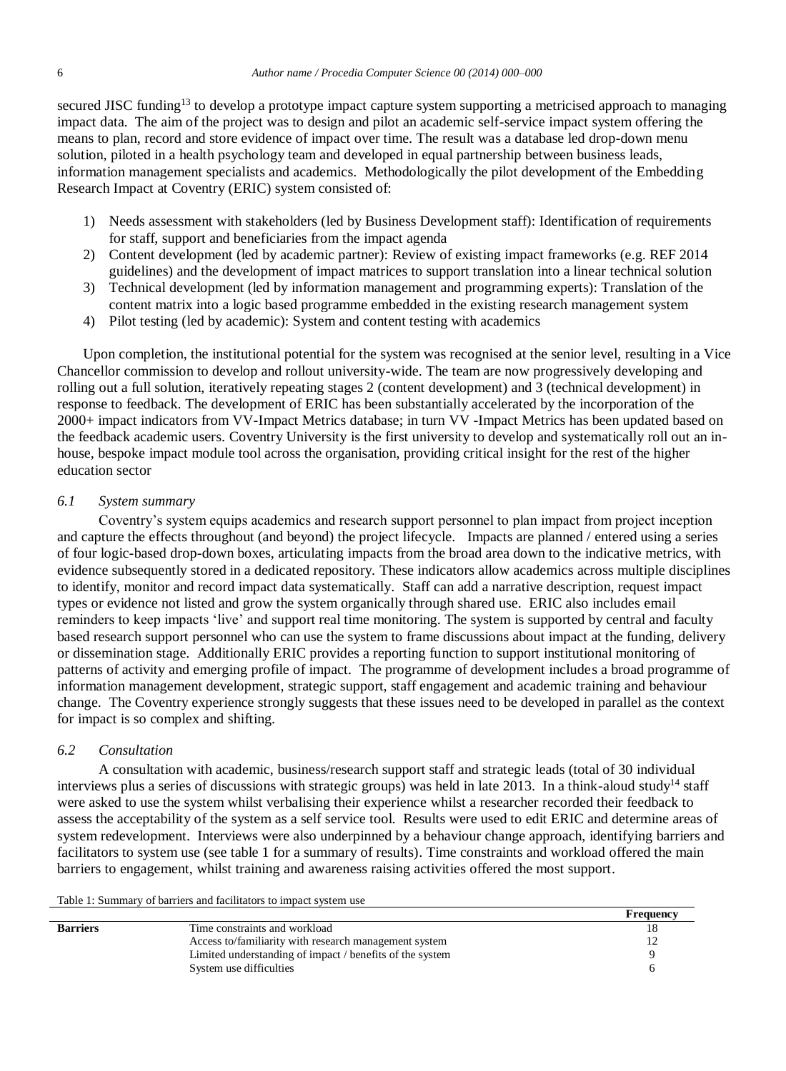secured JISC funding[13] to develop a prototype impact capture system supporting a metricised approach to managing impact data. The aim of the project was to design and pilot an academic self-service impact system offering the means to plan, record and store evidence of impact over time. The result was a database led drop-down menu solution, piloted in a health psychology team and developed in equal partnership between business leads, information management specialists and academics. Methodologically the pilot development of the Embedding Research Impact at Coventry (ERIC) system consisted of:

1) Needs assessment with stakeholders (led by Business Development staff): Identification of requirements for staff, support and beneficiaries from the impact agenda
2) Content development (led by academic partner): Review of existing impact frameworks (e.g. REF 2014 guidelines) and the development of impact matrices to support translation into a linear technical solution
3) Technical development (led by information management and programming experts): Translation of the content matrix into a logic based programme embedded in the existing research management system
4) Pilot testing (led by academic): System and content testing with academics

Upon completion, the institutional potential for the system was recognised at the senior level, resulting in a Vice Chancellor commission to develop and rollout university-wide. The team are now progressively developing and rolling out a full solution, iteratively repeating stages 2 (content development) and 3 (technical development) in response to feedback. The development of ERIC has been substantially accelerated by the incorporation of the 2000+ impact indicators from VV-Impact Metrics database; in turn VV -Impact Metrics has been updated based on the feedback academic users. Coventry University is the first university to develop and systematically roll out an in-house, bespoke impact module tool across the organisation, providing critical insight for the rest of the higher education sector

### *6.1 System summary*

Coventry's system equips academics and research support personnel to plan impact from project inception and capture the effects throughout (and beyond) the project lifecycle. Impacts are planned / entered using a series of four logic-based drop-down boxes, articulating impacts from the broad area down to the indicative metrics, with evidence subsequently stored in a dedicated repository. These indicators allow academics across multiple disciplines to identify, monitor and record impact data systematically. Staff can add a narrative description, request impact types or evidence not listed and grow the system organically through shared use. ERIC also includes email reminders to keep impacts 'live' and support real time monitoring. The system is supported by central and faculty based research support personnel who can use the system to frame discussions about impact at the funding, delivery or dissemination stage. Additionally ERIC provides a reporting function to support institutional monitoring of patterns of activity and emerging profile of impact. The programme of development includes a broad programme of information management development, strategic support, staff engagement and academic training and behaviour change. The Coventry experience strongly suggests that these issues need to be developed in parallel as the context for impact is so complex and shifting.

### *6.2 Consultation*

A consultation with academic, business/research support staff and strategic leads (total of 30 individual interviews plus a series of discussions with strategic groups) was held in late 2013. In a think-aloud study[14] staff were asked to use the system whilst verbalising their experience whilst a researcher recorded their feedback to assess the acceptability of the system as a self service tool. Results were used to edit ERIC and determine areas of system redevelopment. Interviews were also underpinned by a behaviour change approach, identifying barriers and facilitators to system use (see table 1 for a summary of results). Time constraints and workload offered the main barriers to engagement, whilst training and awareness raising activities offered the most support.

Table 1: Summary of barriers and facilitators to impact system use

| | | **Frequency** |
|---|---|---|
| **Barriers** | Time constraints and workload | 18 |
| | Access to/familiarity with research management system | 12 |
| | Limited understanding of impact / benefits of the system | 9 |
| | System use difficulties | 6 |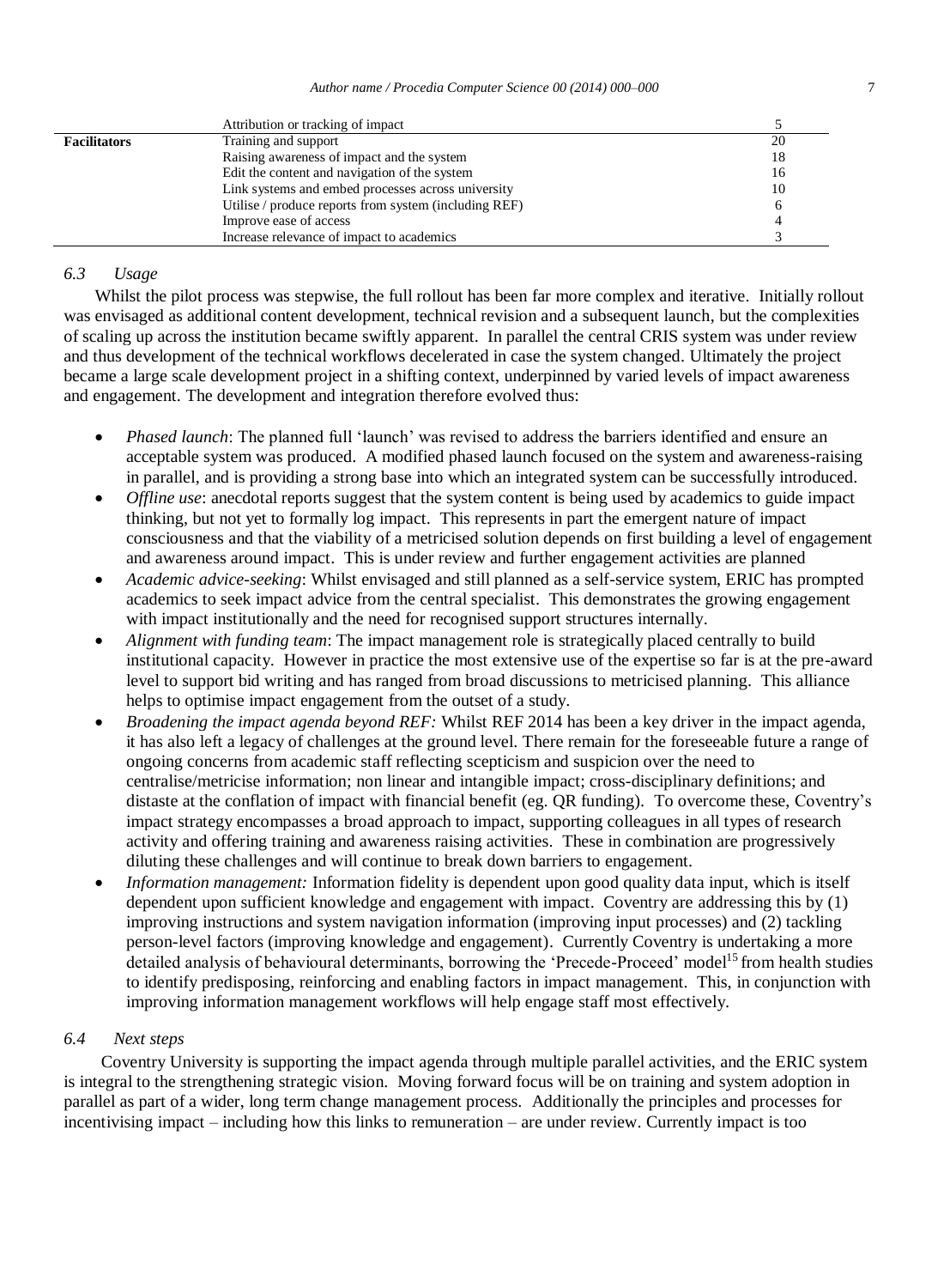| | | |
|---|---|---|
| | Attribution or tracking of impact | 5 |
| **Facilitators** | Training and support | 20 |
| | Raising awareness of impact and the system | 18 |
| | Edit the content and navigation of the system | 16 |
| | Link systems and embed processes across university | 10 |
| | Utilise / produce reports from system (including REF) | 6 |
| | Improve ease of access | 4 |
| | Increase relevance of impact to academics | 3 |

### *6.3 Usage*

Whilst the pilot process was stepwise, the full rollout has been far more complex and iterative. Initially rollout was envisaged as additional content development, technical revision and a subsequent launch, but the complexities of scaling up across the institution became swiftly apparent. In parallel the central CRIS system was under review and thus development of the technical workflows decelerated in case the system changed. Ultimately the project became a large scale development project in a shifting context, underpinned by varied levels of impact awareness and engagement. The development and integration therefore evolved thus:

- *Phased launch*: The planned full 'launch' was revised to address the barriers identified and ensure an acceptable system was produced. A modified phased launch focused on the system and awareness-raising in parallel, and is providing a strong base into which an integrated system can be successfully introduced.
- *Offline use*: anecdotal reports suggest that the system content is being used by academics to guide impact thinking, but not yet to formally log impact. This represents in part the emergent nature of impact consciousness and that the viability of a metricised solution depends on first building a level of engagement and awareness around impact. This is under review and further engagement activities are planned
- *Academic advice-seeking*: Whilst envisaged and still planned as a self-service system, ERIC has prompted academics to seek impact advice from the central specialist. This demonstrates the growing engagement with impact institutionally and the need for recognised support structures internally.
- *Alignment with funding team*: The impact management role is strategically placed centrally to build institutional capacity. However in practice the most extensive use of the expertise so far is at the pre-award level to support bid writing and has ranged from broad discussions to metricised planning. This alliance helps to optimise impact engagement from the outset of a study.
- *Broadening the impact agenda beyond REF:* Whilst REF 2014 has been a key driver in the impact agenda, it has also left a legacy of challenges at the ground level. There remain for the foreseeable future a range of ongoing concerns from academic staff reflecting scepticism and suspicion over the need to centralise/metricise information; non linear and intangible impact; cross-disciplinary definitions; and distaste at the conflation of impact with financial benefit (eg. QR funding). To overcome these, Coventry's impact strategy encompasses a broad approach to impact, supporting colleagues in all types of research activity and offering training and awareness raising activities. These in combination are progressively diluting these challenges and will continue to break down barriers to engagement.
- *Information management:* Information fidelity is dependent upon good quality data input, which is itself dependent upon sufficient knowledge and engagement with impact. Coventry are addressing this by (1) improving instructions and system navigation information (improving input processes) and (2) tackling person-level factors (improving knowledge and engagement). Currently Coventry is undertaking a more detailed analysis of behavioural determinants, borrowing the 'Precede-Proceed' model[15] from health studies to identify predisposing, reinforcing and enabling factors in impact management. This, in conjunction with improving information management workflows will help engage staff most effectively.

### *6.4 Next steps*

Coventry University is supporting the impact agenda through multiple parallel activities, and the ERIC system is integral to the strengthening strategic vision. Moving forward focus will be on training and system adoption in parallel as part of a wider, long term change management process. Additionally the principles and processes for incentivising impact – including how this links to remuneration – are under review. Currently impact is too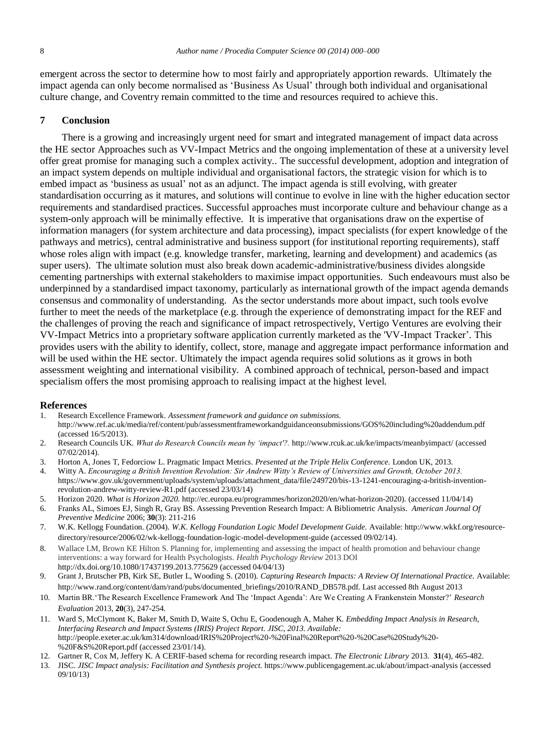emergent across the sector to determine how to most fairly and appropriately apportion rewards. Ultimately the impact agenda can only become normalised as 'Business As Usual' through both individual and organisational culture change, and Coventry remain committed to the time and resources required to achieve this.

## 7 Conclusion

There is a growing and increasingly urgent need for smart and integrated management of impact data across the HE sector Approaches such as VV-Impact Metrics and the ongoing implementation of these at a university level offer great promise for managing such a complex activity.. The successful development, adoption and integration of an impact system depends on multiple individual and organisational factors, the strategic vision for which is to embed impact as 'business as usual' not as an adjunct. The impact agenda is still evolving, with greater standardisation occurring as it matures, and solutions will continue to evolve in line with the higher education sector requirements and standardised practices. Successful approaches must incorporate culture and behaviour change as a system-only approach will be minimally effective. It is imperative that organisations draw on the expertise of information managers (for system architecture and data processing), impact specialists (for expert knowledge of the pathways and metrics), central administrative and business support (for institutional reporting requirements), staff whose roles align with impact (e.g. knowledge transfer, marketing, learning and development) and academics (as super users). The ultimate solution must also break down academic-administrative/business divides alongside cementing partnerships with external stakeholders to maximise impact opportunities. Such endeavours must also be underpinned by a standardised impact taxonomy, particularly as international growth of the impact agenda demands consensus and commonality of understanding. As the sector understands more about impact, such tools evolve further to meet the needs of the marketplace (e.g. through the experience of demonstrating impact for the REF and the challenges of proving the reach and significance of impact retrospectively, Vertigo Ventures are evolving their VV-Impact Metrics into a proprietary software application currently marketed as the 'VV-Impact Tracker'. This provides users with the ability to identify, collect, store, manage and aggregate impact performance information and will be used within the HE sector. Ultimately the impact agenda requires solid solutions as it grows in both assessment weighting and international visibility. A combined approach of technical, person-based and impact specialism offers the most promising approach to realising impact at the highest level.

## References

1. Research Excellence Framework. *Assessment framework and guidance on submissions.* http://www.ref.ac.uk/media/ref/content/pub/assessmentframeworkandguidanceonsubmissions/GOS%20including%20addendum.pdf (accessed 16/5/2013).
2. Research Councils UK. *What do Research Councils mean by 'impact'?.* http://www.rcuk.ac.uk/ke/impacts/meanbyimpact/ (accessed 07/02/2014).
3. Horton A, Jones T, Fedorciow L. Pragmatic Impact Metrics. *Presented at the Triple Helix Conference.* London UK, 2013.
4. Witty A. *Encouraging a British Invention Revolution: Sir Andrew Witty's Review of Universities and Growth, October 2013.* https://www.gov.uk/government/uploads/system/uploads/attachment_data/file/249720/bis-13-1241-encouraging-a-british-invention-revolution-andrew-witty-review-R1.pdf (accessed 23/03/14)
5. Horizon 2020. *What is Horizon 2020.* http://ec.europa.eu/programmes/horizon2020/en/what-horizon-2020). (accessed 11/04/14)
6. Franks AL, Simoes EJ, Singh R, Gray BS. Assessing Prevention Research Impact: A Bibliometric Analysis. *American Journal Of Preventive Medicine* 2006; **30**(3): 211-216
7. W.K. Kellogg Foundation. (2004). *W.K. Kellogg Foundation Logic Model Development Guide.* Available: http://www.wkkf.org/resource-directory/resource/2006/02/wk-kellogg-foundation-logic-model-development-guide (accessed 09/02/14).
8. Wallace LM, Brown KE Hilton S. Planning for, implementing and assessing the impact of health promotion and behaviour change interventions: a way forward for Health Psychologists. *Health Psychology Review* 2013 DOI http://dx.doi.org/10.1080/17437199.2013.775629 (accessed 04/04/13)
9. Grant J, Brutscher PB, Kirk SE, Butler L, Wooding S. (2010). *Capturing Research Impacts: A Review Of International Practice.* Available: http://www.rand.org/content/dam/rand/pubs/documented_briefings/2010/RAND_DB578.pdf. Last accessed 8th August 2013
10. Martin BR.'The Research Excellence Framework And The 'Impact Agenda': Are We Creating A Frankenstein Monster?' *Research Evaluation* 2013, **20**(3), 247-254.
11. Ward S, McClymont K, Baker M, Smith D, Waite S, Ochu E, Goodenough A, Maher K. *Embedding Impact Analysis in Research, Interfacing Research and Impact Systems (IRIS) Project Report. JISC, 2013. Available:* http://people.exeter.ac.uk/km314/download/IRIS%20Project%20-%20Final%20Report%20-%20Case%20Study%20-%20F&S%20Report.pdf (accessed 23/01/14).
12. Gartner R, Cox M, Jeffery K. A CERIF-based schema for recording research impact. *The Electronic Library* 2013. **31**(4), 465-482.
13. JISC. *JISC Impact analysis: Facilitation and Synthesis project.* https://www.publicengagement.ac.uk/about/impact-analysis (accessed 09/10/13)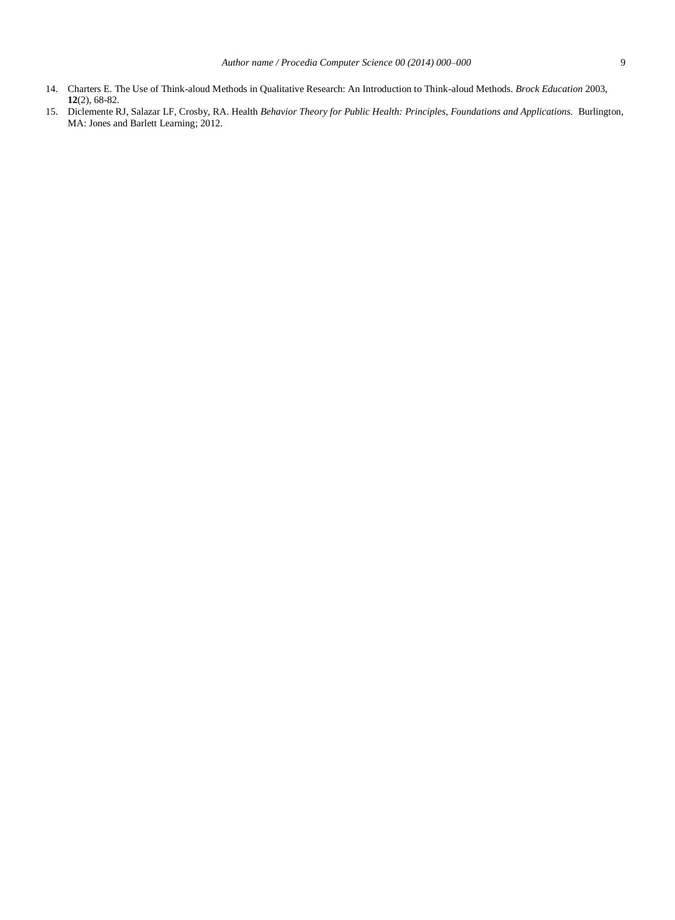14. Charters E. The Use of Think-aloud Methods in Qualitative Research: An Introduction to Think-aloud Methods. *Brock Education* 2003, **12**(2), 68-82.
15. Diclemente RJ, Salazar LF, Crosby, RA. Health *Behavior Theory for Public Health: Principles, Foundations and Applications.* Burlington, MA: Jones and Barlett Learning; 2012.